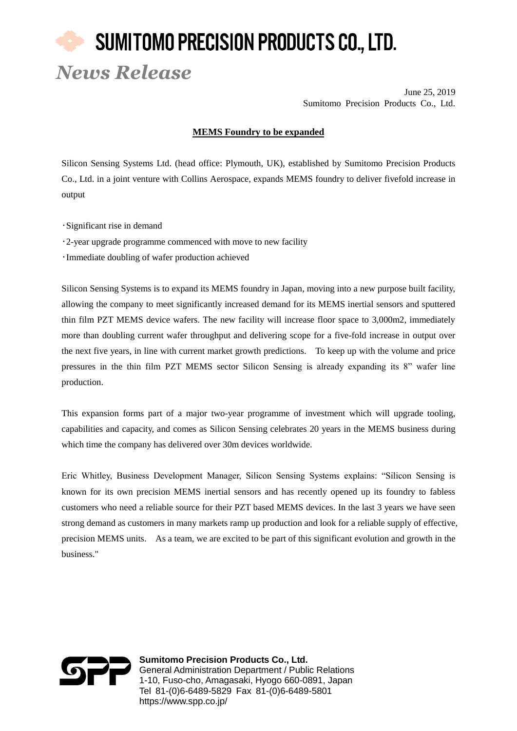# SUMITOMO PRECISION PRODUCTS CO., LTD.

*News Release*

June 25, 2019
Sumitomo Precision Products Co., Ltd.

## MEMS Foundry to be expanded

Silicon Sensing Systems Ltd. (head office: Plymouth, UK), established by Sumitomo Precision Products Co., Ltd. in a joint venture with Collins Aerospace, expands MEMS foundry to deliver fivefold increase in output

- Significant rise in demand
- 2-year upgrade programme commenced with move to new facility
- Immediate doubling of wafer production achieved

Silicon Sensing Systems is to expand its MEMS foundry in Japan, moving into a new purpose built facility, allowing the company to meet significantly increased demand for its MEMS inertial sensors and sputtered thin film PZT MEMS device wafers. The new facility will increase floor space to 3,000m2, immediately more than doubling current wafer throughput and delivering scope for a five-fold increase in output over the next five years, in line with current market growth predictions. To keep up with the volume and price pressures in the thin film PZT MEMS sector Silicon Sensing is already expanding its 8" wafer line production.

This expansion forms part of a major two-year programme of investment which will upgrade tooling, capabilities and capacity, and comes as Silicon Sensing celebrates 20 years in the MEMS business during which time the company has delivered over 30m devices worldwide.

Eric Whitley, Business Development Manager, Silicon Sensing Systems explains: "Silicon Sensing is known for its own precision MEMS inertial sensors and has recently opened up its foundry to fabless customers who need a reliable source for their PZT based MEMS devices. In the last 3 years we have seen strong demand as customers in many markets ramp up production and look for a reliable supply of effective, precision MEMS units. As a team, we are excited to be part of this significant evolution and growth in the business."

**Sumitomo Precision Products Co., Ltd.**
General Administration Department / Public Relations
1-10, Fuso-cho, Amagasaki, Hyogo 660-0891, Japan
Tel 81-(0)6-6489-5829 Fax 81-(0)6-6489-5801
https://www.spp.co.jp/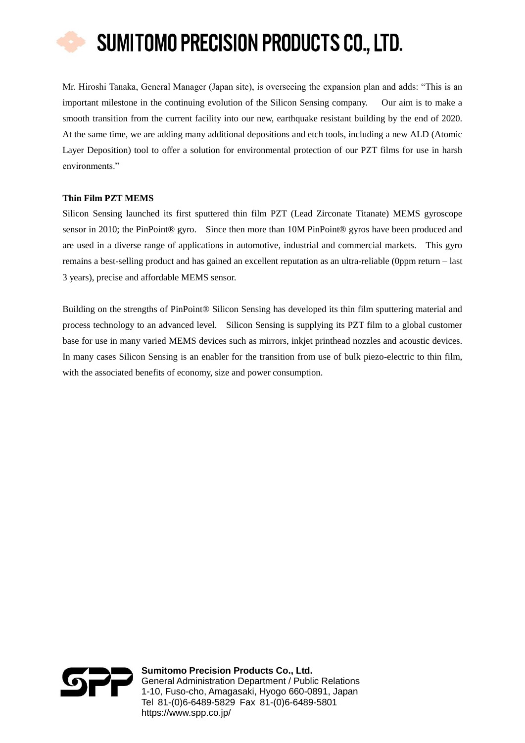Mr. Hiroshi Tanaka, General Manager (Japan site), is overseeing the expansion plan and adds: "This is an important milestone in the continuing evolution of the Silicon Sensing company. Our aim is to make a smooth transition from the current facility into our new, earthquake resistant building by the end of 2020. At the same time, we are adding many additional depositions and etch tools, including a new ALD (Atomic Layer Deposition) tool to offer a solution for environmental protection of our PZT films for use in harsh environments."

**Thin Film PZT MEMS**

Silicon Sensing launched its first sputtered thin film PZT (Lead Zirconate Titanate) MEMS gyroscope sensor in 2010; the PinPoint® gyro. Since then more than 10M PinPoint® gyros have been produced and are used in a diverse range of applications in automotive, industrial and commercial markets. This gyro remains a best-selling product and has gained an excellent reputation as an ultra-reliable (0ppm return – last 3 years), precise and affordable MEMS sensor.

Building on the strengths of PinPoint® Silicon Sensing has developed its thin film sputtering material and process technology to an advanced level. Silicon Sensing is supplying its PZT film to a global customer base for use in many varied MEMS devices such as mirrors, inkjet printhead nozzles and acoustic devices. In many cases Silicon Sensing is an enabler for the transition from use of bulk piezo-electric to thin film, with the associated benefits of economy, size and power consumption.

**Sumitomo Precision Products Co., Ltd.**
General Administration Department / Public Relations
1-10, Fuso-cho, Amagasaki, Hyogo 660-0891, Japan
Tel 81-(0)6-6489-5829 Fax 81-(0)6-6489-5801
https://www.spp.co.jp/